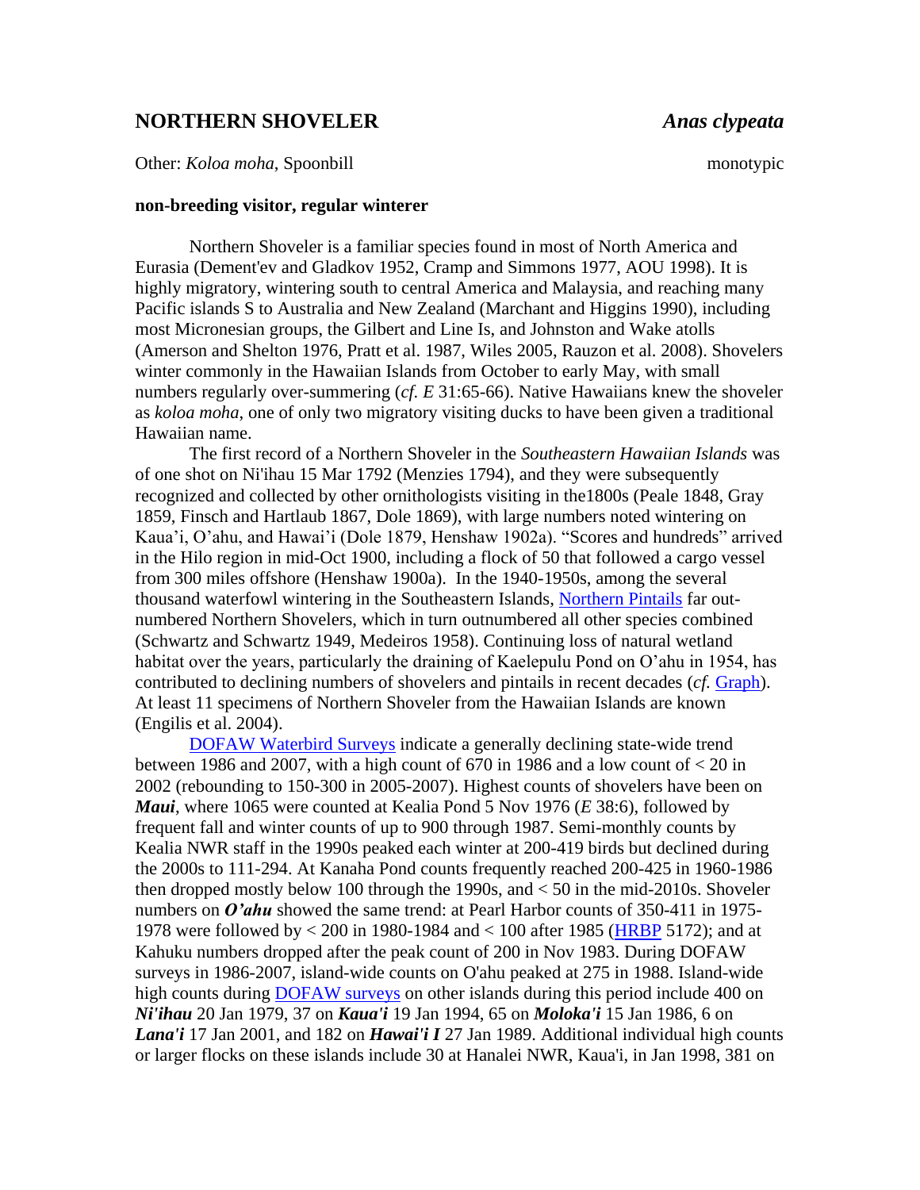## NORTHERN SHOVELER *Anas clypeata*

Other: *Koloa moha*, Spoonbill monotypic

**non-breeding visitor, regular winterer**

Northern Shoveler is a familiar species found in most of North America and Eurasia (Dement'ev and Gladkov 1952, Cramp and Simmons 1977, AOU 1998). It is highly migratory, wintering south to central America and Malaysia, and reaching many Pacific islands S to Australia and New Zealand (Marchant and Higgins 1990), including most Micronesian groups, the Gilbert and Line Is, and Johnston and Wake atolls (Amerson and Shelton 1976, Pratt et al. 1987, Wiles 2005, Rauzon et al. 2008). Shovelers winter commonly in the Hawaiian Islands from October to early May, with small numbers regularly over-summering (*cf. E* 31:65-66). Native Hawaiians knew the shoveler as *koloa moha*, one of only two migratory visiting ducks to have been given a traditional Hawaiian name.

The first record of a Northern Shoveler in the *Southeastern Hawaiian Islands* was of one shot on Ni'ihau 15 Mar 1792 (Menzies 1794), and they were subsequently recognized and collected by other ornithologists visiting in the1800s (Peale 1848, Gray 1859, Finsch and Hartlaub 1867, Dole 1869), with large numbers noted wintering on Kaua'i, O'ahu, and Hawai'i (Dole 1879, Henshaw 1902a). "Scores and hundreds" arrived in the Hilo region in mid-Oct 1900, including a flock of 50 that followed a cargo vessel from 300 miles offshore (Henshaw 1900a). In the 1940-1950s, among the several thousand waterfowl wintering in the Southeastern Islands, Northern Pintails far out-numbered Northern Shovelers, which in turn outnumbered all other species combined (Schwartz and Schwartz 1949, Medeiros 1958). Continuing loss of natural wetland habitat over the years, particularly the draining of Kaelepulu Pond on O'ahu in 1954, has contributed to declining numbers of shovelers and pintails in recent decades (*cf.* Graph). At least 11 specimens of Northern Shoveler from the Hawaiian Islands are known (Engilis et al. 2004).

DOFAW Waterbird Surveys indicate a generally declining state-wide trend between 1986 and 2007, with a high count of 670 in 1986 and a low count of < 20 in 2002 (rebounding to 150-300 in 2005-2007). Highest counts of shovelers have been on ***Maui***, where 1065 were counted at Kealia Pond 5 Nov 1976 (*E* 38:6), followed by frequent fall and winter counts of up to 900 through 1987. Semi-monthly counts by Kealia NWR staff in the 1990s peaked each winter at 200-419 birds but declined during the 2000s to 111-294. At Kanaha Pond counts frequently reached 200-425 in 1960-1986 then dropped mostly below 100 through the 1990s, and < 50 in the mid-2010s. Shoveler numbers on ***O'ahu*** showed the same trend: at Pearl Harbor counts of 350-411 in 1975-1978 were followed by < 200 in 1980-1984 and < 100 after 1985 (HRBP 5172); and at Kahuku numbers dropped after the peak count of 200 in Nov 1983. During DOFAW surveys in 1986-2007, island-wide counts on O'ahu peaked at 275 in 1988. Island-wide high counts during DOFAW surveys on other islands during this period include 400 on ***Ni'ihau*** 20 Jan 1979, 37 on ***Kaua'i*** 19 Jan 1994, 65 on ***Moloka'i*** 15 Jan 1986, 6 on ***Lana'i*** 17 Jan 2001, and 182 on ***Hawai'i I*** 27 Jan 1989. Additional individual high counts or larger flocks on these islands include 30 at Hanalei NWR, Kaua'i, in Jan 1998, 381 on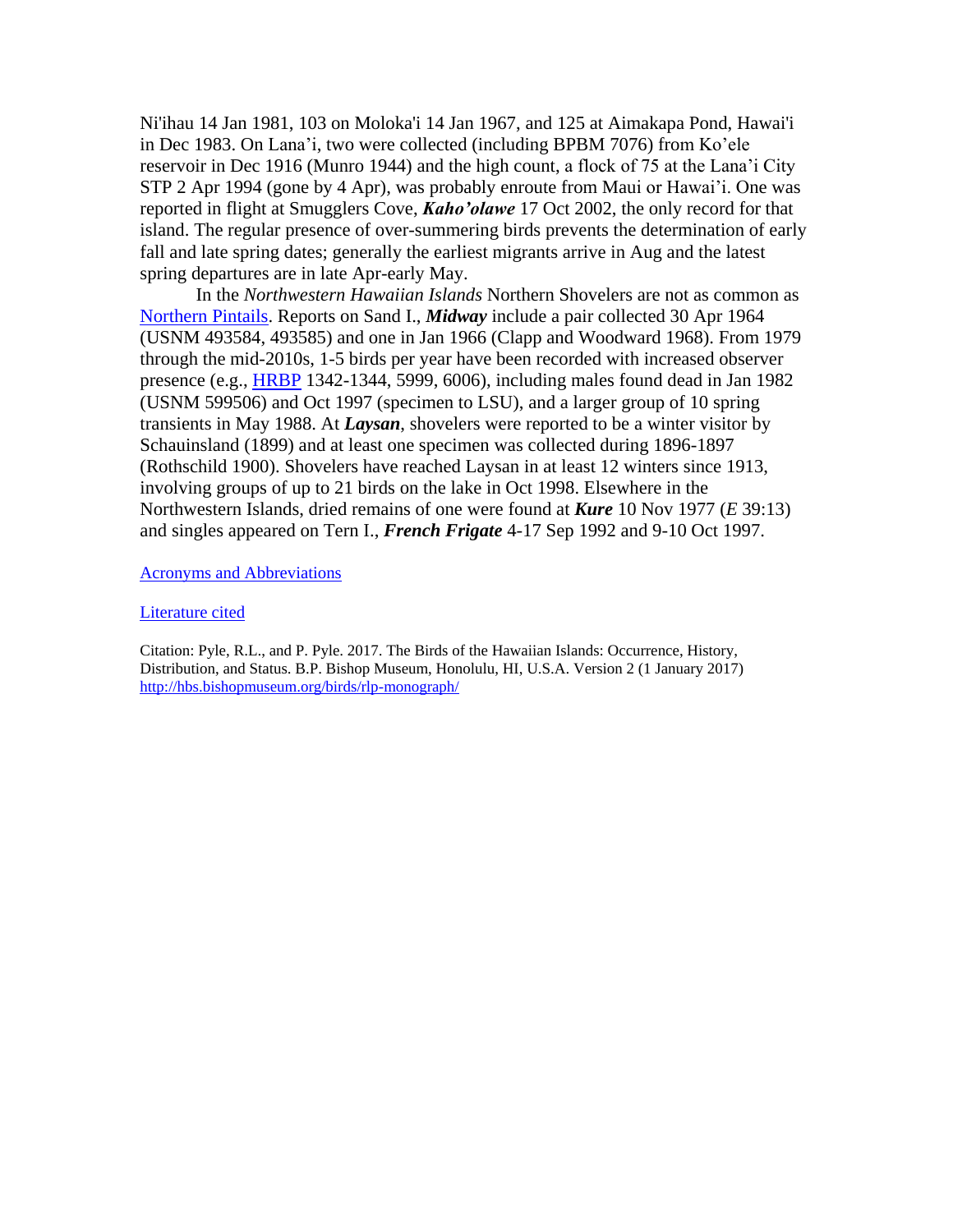Ni'ihau 14 Jan 1981, 103 on Moloka'i 14 Jan 1967, and 125 at Aimakapa Pond, Hawai'i in Dec 1983. On Lana'i, two were collected (including BPBM 7076) from Ko'ele reservoir in Dec 1916 (Munro 1944) and the high count, a flock of 75 at the Lana'i City STP 2 Apr 1994 (gone by 4 Apr), was probably enroute from Maui or Hawai'i. One was reported in flight at Smugglers Cove, ***Kaho'olawe*** 17 Oct 2002, the only record for that island. The regular presence of over-summering birds prevents the determination of early fall and late spring dates; generally the earliest migrants arrive in Aug and the latest spring departures are in late Apr-early May.

In the *Northwestern Hawaiian Islands* Northern Shovelers are not as common as Northern Pintails. Reports on Sand I., ***Midway*** include a pair collected 30 Apr 1964 (USNM 493584, 493585) and one in Jan 1966 (Clapp and Woodward 1968). From 1979 through the mid-2010s, 1-5 birds per year have been recorded with increased observer presence (e.g., HRBP 1342-1344, 5999, 6006), including males found dead in Jan 1982 (USNM 599506) and Oct 1997 (specimen to LSU), and a larger group of 10 spring transients in May 1988. At ***Laysan***, shovelers were reported to be a winter visitor by Schauinsland (1899) and at least one specimen was collected during 1896-1897 (Rothschild 1900). Shovelers have reached Laysan in at least 12 winters since 1913, involving groups of up to 21 birds on the lake in Oct 1998. Elsewhere in the Northwestern Islands, dried remains of one were found at ***Kure*** 10 Nov 1977 (*E* 39:13) and singles appeared on Tern I., ***French Frigate*** 4-17 Sep 1992 and 9-10 Oct 1997.

Acronyms and Abbreviations

Literature cited

Citation: Pyle, R.L., and P. Pyle. 2017. The Birds of the Hawaiian Islands: Occurrence, History, Distribution, and Status. B.P. Bishop Museum, Honolulu, HI, U.S.A. Version 2 (1 January 2017) http://hbs.bishopmuseum.org/birds/rlp-monograph/